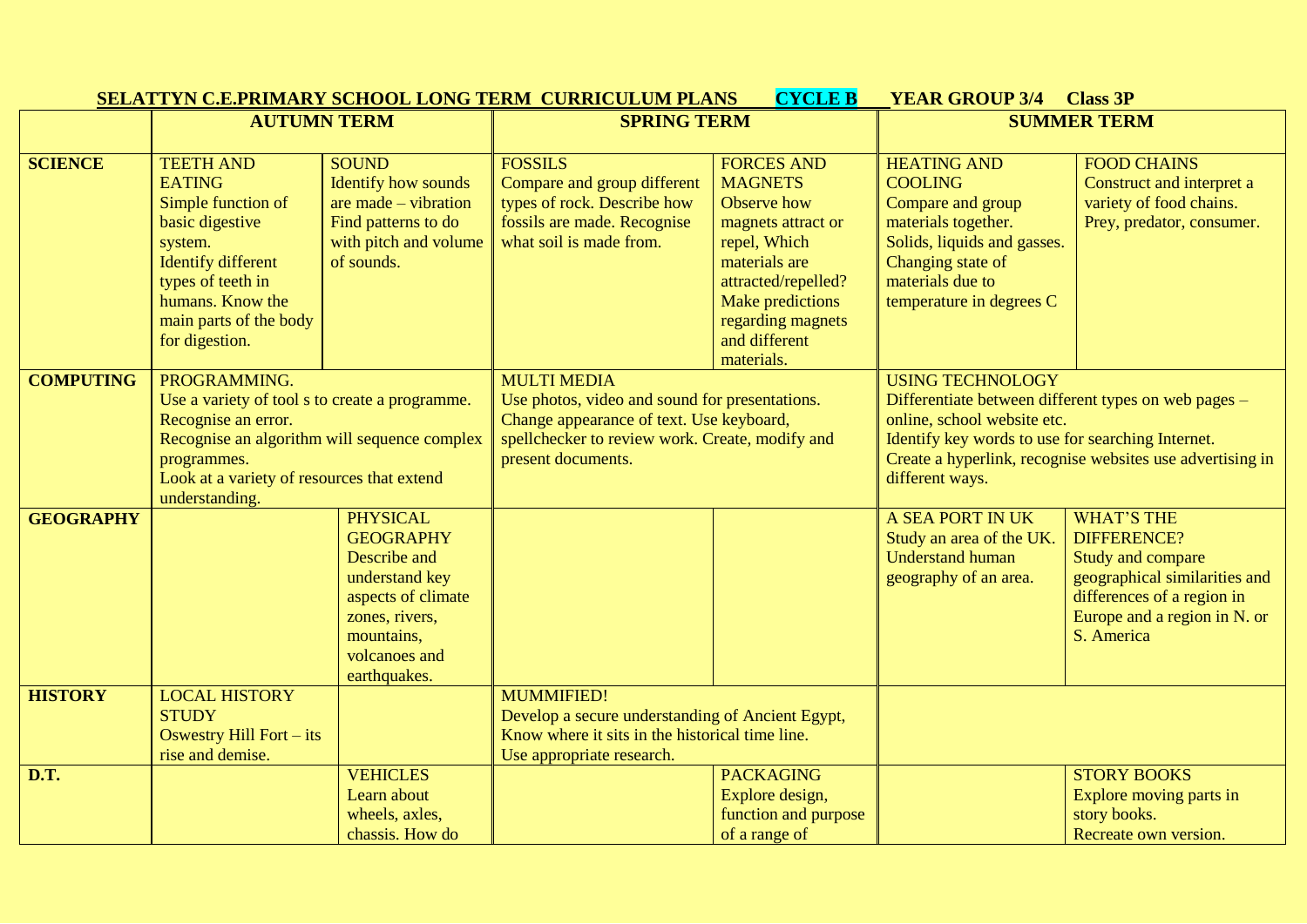**SELATTYN C.E.PRIMARY SCHOOL LONG TERM CURRICULUM PLANS CYCLE B YEAR GROUP 3/4 Class 3P**

| | AUTUMN TERM | | SPRING TERM | | SUMMER TERM | |
|---|---|---|---|---|---|---|
| **SCIENCE** | TEETH AND EATING<br>Simple function of basic digestive system.<br>Identify different types of teeth in humans. Know the main parts of the body for digestion. | SOUND<br>Identify how sounds are made – vibration<br>Find patterns to do with pitch and volume of sounds. | FOSSILS<br>Compare and group different types of rock. Describe how fossils are made. Recognise what soil is made from. | FORCES AND MAGNETS<br>Observe how magnets attract or repel, Which materials are attracted/repelled? Make predictions regarding magnets and different materials. | HEATING AND COOLING<br>Compare and group materials together.<br>Solids, liquids and gasses.<br>Changing state of materials due to temperature in degrees C | FOOD CHAINS<br>Construct and interpret a variety of food chains.<br>Prey, predator, consumer. |
| **COMPUTING** | PROGRAMMING.<br>Use a variety of tool s to create a programme.<br>Recognise an error.<br>Recognise an algorithm will sequence complex programmes.<br>Look at a variety of resources that extend understanding. | | MULTI MEDIA<br>Use photos, video and sound for presentations.<br>Change appearance of text. Use keyboard, spellchecker to review work. Create, modify and present documents. | | USING TECHNOLOGY<br>Differentiate between different types on web pages – online, school website etc.<br>Identify key words to use for searching Internet.<br>Create a hyperlink, recognise websites use advertising in different ways. | |
| **GEOGRAPHY** | | PHYSICAL GEOGRAPHY<br>Describe and understand key aspects of climate zones, rivers, mountains, volcanoes and earthquakes. | | | A SEA PORT IN UK<br>Study an area of the UK.<br>Understand human geography of an area. | WHAT'S THE DIFFERENCE?<br>Study and compare geographical similarities and differences of a region in Europe and a region in N. or S. America |
| **HISTORY** | LOCAL HISTORY STUDY<br>Oswestry Hill Fort – its rise and demise. | | MUMMIFIED!<br>Develop a secure understanding of Ancient Egypt,<br>Know where it sits in the historical time line.<br>Use appropriate research. | | | |
| **D.T.** | | VEHICLES<br>Learn about wheels, axles, chassis. How do | | PACKAGING<br>Explore design, function and purpose of a range of | | STORY BOOKS<br>Explore moving parts in story books.<br>Recreate own version. |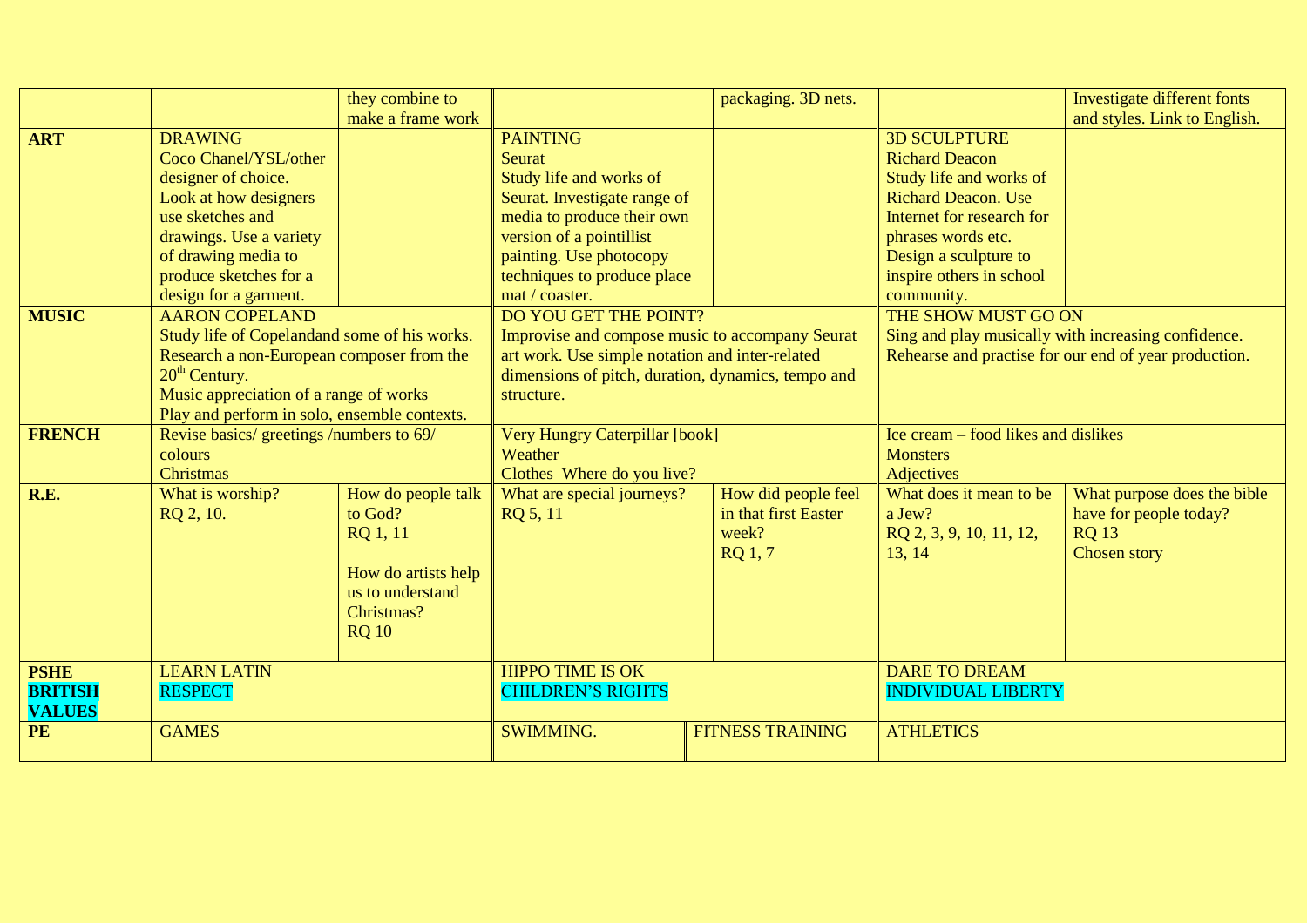| | | | | | | |
|---|---|---|---|---|---|---|
| | | they combine to make a frame work | | packaging. 3D nets. | | Investigate different fonts and styles. Link to English. |
| **ART** | DRAWING<br>Coco Chanel/YSL/other designer of choice.<br>Look at how designers use sketches and drawings. Use a variety of drawing media to produce sketches for a design for a garment. | | PAINTING<br>Seurat<br>Study life and works of Seurat. Investigate range of media to produce their own version of a pointillist painting. Use photocopy techniques to produce place mat / coaster. | | 3D SCULPTURE<br>Richard Deacon<br>Study life and works of Richard Deacon. Use Internet for research for phrases words etc.<br>Design a sculpture to inspire others in school community. | |
| **MUSIC** | AARON COPELAND<br>Study life of Copelandand some of his works.<br>Research a non-European composer from the 20th Century.<br>Music appreciation of a range of works<br>Play and perform in solo, ensemble contexts. | | DO YOU GET THE POINT?<br>Improvise and compose music to accompany Seurat art work. Use simple notation and inter-related dimensions of pitch, duration, dynamics, tempo and structure. | | THE SHOW MUST GO ON<br>Sing and play musically with increasing confidence.<br>Rehearse and practise for our end of year production. | |
| **FRENCH** | Revise basics/ greetings /numbers to 69/ colours<br>Christmas | | Very Hungry Caterpillar [book]<br>Weather<br>Clothes Where do you live? | | Ice cream – food likes and dislikes<br>Monsters<br>Adjectives | |
| **R.E.** | What is worship?<br>RQ 2, 10. | How do people talk to God?<br>RQ 1, 11<br><br>How do artists help us to understand Christmas?<br>RQ 10 | What are special journeys?<br>RQ 5, 11 | How did people feel in that first Easter week?<br>RQ 1, 7 | What does it mean to be a Jew?<br>RQ 2, 3, 9, 10, 11, 12, 13, 14 | What purpose does the bible have for people today?<br>RQ 13<br>Chosen story |
| **PSHE**<br>**BRITISH VALUES** | LEARN LATIN<br>RESPECT | | HIPPO TIME IS OK<br>CHILDREN'S RIGHTS | | DARE TO DREAM<br>INDIVIDUAL LIBERTY | |
| **PE** | GAMES | | SWIMMING. | FITNESS TRAINING | ATHLETICS | |